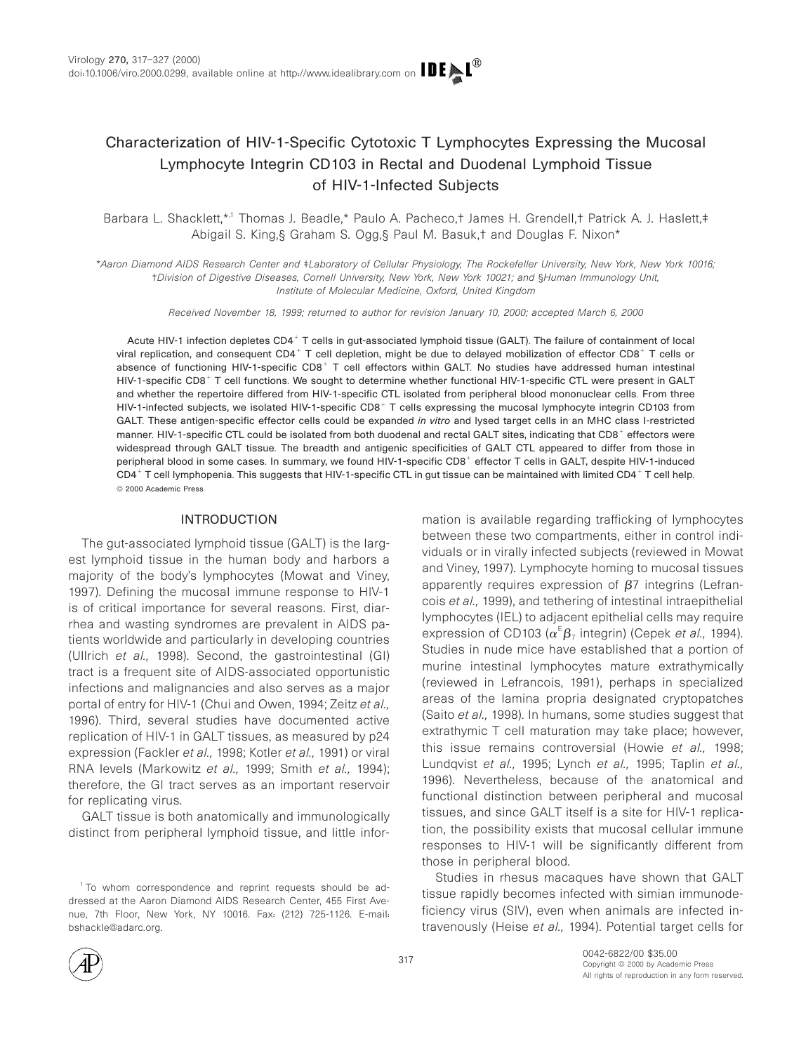# Characterization of HIV-1-Specific Cytotoxic T Lymphocytes Expressing the Mucosal Lymphocyte Integrin CD103 in Rectal and Duodenal Lymphoid Tissue of HIV-1-Infected Subjects

Barbara L. Shacklett,*[,1] Thomas J. Beadle,* Paulo A. Pacheco,† James H. Grendell,† Patrick A. J. Haslett,‡ Abigail S. King,§ Graham S. Ogg,§ Paul M. Basuk,† and Douglas F. Nixon*

*Aaron Diamond AIDS Research Center and ‡Laboratory of Cellular Physiology, The Rockefeller University, New York, New York 10016; †Division of Digestive Diseases, Cornell University, New York, New York 10021; and §Human Immunology Unit, Institute of Molecular Medicine, Oxford, United Kingdom

*Received November 18, 1999; returned to author for revision January 10, 2000; accepted March 6, 2000*

Acute HIV-1 infection depletes CD4$^+$ T cells in gut-associated lymphoid tissue (GALT). The failure of containment of local viral replication, and consequent CD4$^+$ T cell depletion, might be due to delayed mobilization of effector CD8$^+$ T cells or absence of functioning HIV-1-specific CD8$^+$ T cell effectors within GALT. No studies have addressed human intestinal HIV-1-specific CD8$^+$ T cell functions. We sought to determine whether functional HIV-1-specific CTL were present in GALT and whether the repertoire differed from HIV-1-specific CTL isolated from peripheral blood mononuclear cells. From three HIV-1-infected subjects, we isolated HIV-1-specific CD8$^+$ T cells expressing the mucosal lymphocyte integrin CD103 from GALT. These antigen-specific effector cells could be expanded *in vitro* and lysed target cells in an MHC class I-restricted manner. HIV-1-specific CTL could be isolated from both duodenal and rectal GALT sites, indicating that CD8$^+$ effectors were widespread through GALT tissue. The breadth and antigenic specificities of GALT CTL appeared to differ from those in peripheral blood in some cases. In summary, we found HIV-1-specific CD8$^+$ effector T cells in GALT, despite HIV-1-induced CD4$^+$ T cell lymphopenia. This suggests that HIV-1-specific CTL in gut tissue can be maintained with limited CD4$^+$ T cell help. © 2000 Academic Press

## INTRODUCTION

The gut-associated lymphoid tissue (GALT) is the largest lymphoid tissue in the human body and harbors a majority of the body's lymphocytes (Mowat and Viney, 1997). Defining the mucosal immune response to HIV-1 is of critical importance for several reasons. First, diarrhea and wasting syndromes are prevalent in AIDS patients worldwide and particularly in developing countries (Ullrich *et al.,* 1998). Second, the gastrointestinal (GI) tract is a frequent site of AIDS-associated opportunistic infections and malignancies and also serves as a major portal of entry for HIV-1 (Chui and Owen, 1994; Zeitz *et al.,* 1996). Third, several studies have documented active replication of HIV-1 in GALT tissues, as measured by p24 expression (Fackler *et al.,* 1998; Kotler *et al.,* 1991) or viral RNA levels (Markowitz *et al.,* 1999; Smith *et al.,* 1994); therefore, the GI tract serves as an important reservoir for replicating virus.

GALT tissue is both anatomically and immunologically distinct from peripheral lymphoid tissue, and little information is available regarding trafficking of lymphocytes between these two compartments, either in control individuals or in virally infected subjects (reviewed in Mowat and Viney, 1997). Lymphocyte homing to mucosal tissues apparently requires expression of $\beta 7$ integrins (Lefrancois *et al.,* 1999), and tethering of intestinal intraepithelial lymphocytes (IEL) to adjacent epithelial cells may require expression of CD103 ($\alpha^E\beta_7$ integrin) (Cepek *et al.,* 1994). Studies in nude mice have established that a portion of murine intestinal lymphocytes mature extrathymically (reviewed in Lefrancois, 1991), perhaps in specialized areas of the lamina propria designated cryptopatches (Saito *et al.,* 1998). In humans, some studies suggest that extrathymic T cell maturation may take place; however, this issue remains controversial (Howie *et al.,* 1998; Lundqvist *et al.,* 1995; Lynch *et al.,* 1995; Taplin *et al.,* 1996). Nevertheless, because of the anatomical and functional distinction between peripheral and mucosal tissues, and since GALT itself is a site for HIV-1 replication, the possibility exists that mucosal cellular immune responses to HIV-1 will be significantly different from those in peripheral blood.

Studies in rhesus macaques have shown that GALT tissue rapidly becomes infected with simian immunodeficiency virus (SIV), even when animals are infected intravenously (Heise *et al.,* 1994). Potential target cells for

[1] To whom correspondence and reprint requests should be addressed at the Aaron Diamond AIDS Research Center, 455 First Avenue, 7th Floor, New York, NY 10016. Fax: (212) 725-1126. E-mail: bshackle@adarc.org.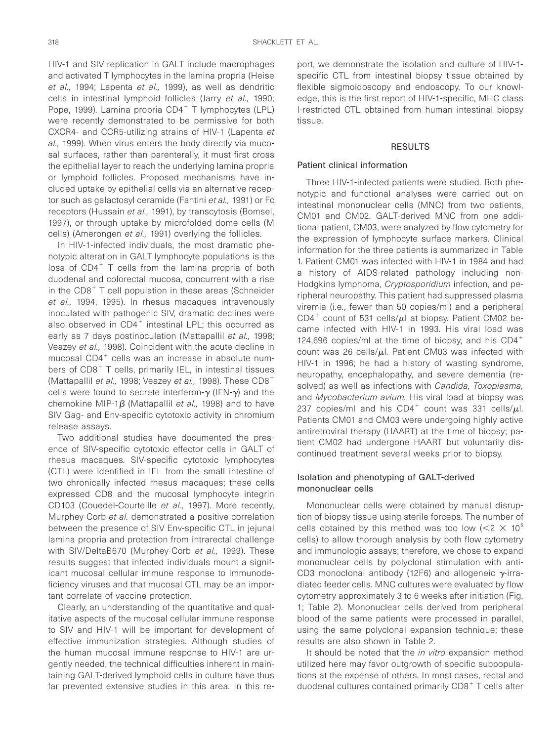HIV-1 and SIV replication in GALT include macrophages and activated T lymphocytes in the lamina propria (Heise *et al.,* 1994; Lapenta *et al.,* 1999), as well as dendritic cells in intestinal lymphoid follicles (Jarry *et al.,* 1990; Pope, 1999). Lamina propria $CD4^+$ T lymphocytes (LPL) were recently demonstrated to be permissive for both CXCR4- and CCR5-utilizing strains of HIV-1 (Lapenta *et al.,* 1999). When virus enters the body directly via mucosal surfaces, rather than parenterally, it must first cross the epithelial layer to reach the underlying lamina propria or lymphoid follicles. Proposed mechanisms have included uptake by epithelial cells via an alternative receptor such as galactosyl ceramide (Fantini *et al.,* 1991) or Fc receptors (Hussain *et al.,* 1991), by transcytosis (Bomsel, 1997), or through uptake by microfolded dome cells (M cells) (Amerongen *et al.,* 1991) overlying the follicles.

In HIV-1-infected individuals, the most dramatic phenotypic alteration in GALT lymphocyte populations is the loss of $CD4^+$ T cells from the lamina propria of both duodenal and colorectal mucosa, concurrent with a rise in the $CD8^+$ T cell population in these areas (Schneider *et al.,* 1994, 1995). In rhesus macaques intravenously inoculated with pathogenic SIV, dramatic declines were also observed in $CD4^+$ intestinal LPL; this occurred as early as 7 days postinoculation (Mattapallil *et al.,* 1998; Veazey *et al.,* 1998). Coincident with the acute decline in mucosal $CD4^+$ cells was an increase in absolute numbers of $CD8^+$ T cells, primarily IEL, in intestinal tissues (Mattapallil *et al.,* 1998; Veazey *et al.,* 1998). These $CD8^+$ cells were found to secrete interferon-$\gamma$ (IFN-$\gamma$) and the chemokine MIP-1$\beta$ (Mattapallil *et al.,* 1998) and to have SIV Gag- and Env-specific cytotoxic activity in chromium release assays.

Two additional studies have documented the presence of SIV-specific cytotoxic effector cells in GALT of rhesus macaques. SIV-specific cytotoxic lymphocytes (CTL) were identified in IEL from the small intestine of two chronically infected rhesus macaques; these cells expressed CD8 and the mucosal lymphocyte integrin CD103 (Couedel-Courteille *et al.,* 1997). More recently, Murphey-Corb *et al.* demonstrated a positive correlation between the presence of SIV Env-specific CTL in jejunal lamina propria and protection from intrarectal challenge with SIV/DeltaB670 (Murphey-Corb *et al.,* 1999). These results suggest that infected individuals mount a significant mucosal cellular immune response to immunodeficiency viruses and that mucosal CTL may be an important correlate of vaccine protection.

Clearly, an understanding of the quantitative and qualitative aspects of the mucosal cellular immune response to SIV and HIV-1 will be important for development of effective immunization strategies. Although studies of the human mucosal immune response to HIV-1 are urgently needed, the technical difficulties inherent in maintaining GALT-derived lymphoid cells in culture have thus far prevented extensive studies in this area. In this report, we demonstrate the isolation and culture of HIV-1-specific CTL from intestinal biopsy tissue obtained by flexible sigmoidoscopy and endoscopy. To our knowledge, this is the first report of HIV-1-specific, MHC class I-restricted CTL obtained from human intestinal biopsy tissue.

## RESULTS

### Patient clinical information

Three HIV-1-infected patients were studied. Both phenotypic and functional analyses were carried out on intestinal mononuclear cells (MNC) from two patients, CM01 and CM02. GALT-derived MNC from one additional patient, CM03, were analyzed by flow cytometry for the expression of lymphocyte surface markers. Clinical information for the three patients is summarized in Table 1. Patient CM01 was infected with HIV-1 in 1984 and had a history of AIDS-related pathology including non-Hodgkins lymphoma, *Cryptosporidium* infection, and peripheral neuropathy. This patient had suppressed plasma viremia (i.e., fewer than 50 copies/ml) and a peripheral $CD4^+$ count of 531 cells/$\mu$l at biopsy. Patient CM02 became infected with HIV-1 in 1993. His viral load was 124,696 copies/ml at the time of biopsy, and his $CD4^+$ count was 26 cells/$\mu$l. Patient CM03 was infected with HIV-1 in 1996; he had a history of wasting syndrome, neuropathy, encephalopathy, and severe dementia (resolved) as well as infections with *Candida, Toxoplasma,* and *Mycobacterium avium*. His viral load at biopsy was 237 copies/ml and his $CD4^+$ count was 331 cells/$\mu$l. Patients CM01 and CM03 were undergoing highly active antiretroviral therapy (HAART) at the time of biopsy; patient CM02 had undergone HAART but voluntarily discontinued treatment several weeks prior to biopsy.

### Isolation and phenotyping of GALT-derived mononuclear cells

Mononuclear cells were obtained by manual disruption of biopsy tissue using sterile forceps. The number of cells obtained by this method was too low ($<2 \times 10^6$ cells) to allow thorough analysis by both flow cytometry and immunologic assays; therefore, we chose to expand mononuclear cells by polyclonal stimulation with anti-CD3 monoclonal antibody (12F6) and allogeneic $\gamma$-irradiated feeder cells. MNC cultures were evaluated by flow cytometry approximately 3 to 6 weeks after initiation (Fig. 1; Table 2). Mononuclear cells derived from peripheral blood of the same patients were processed in parallel, using the same polyclonal expansion technique; these results are also shown in Table 2.

It should be noted that the *in vitro* expansion method utilized here may favor outgrowth of specific subpopulations at the expense of others. In most cases, rectal and duodenal cultures contained primarily $CD8^+$ T cells after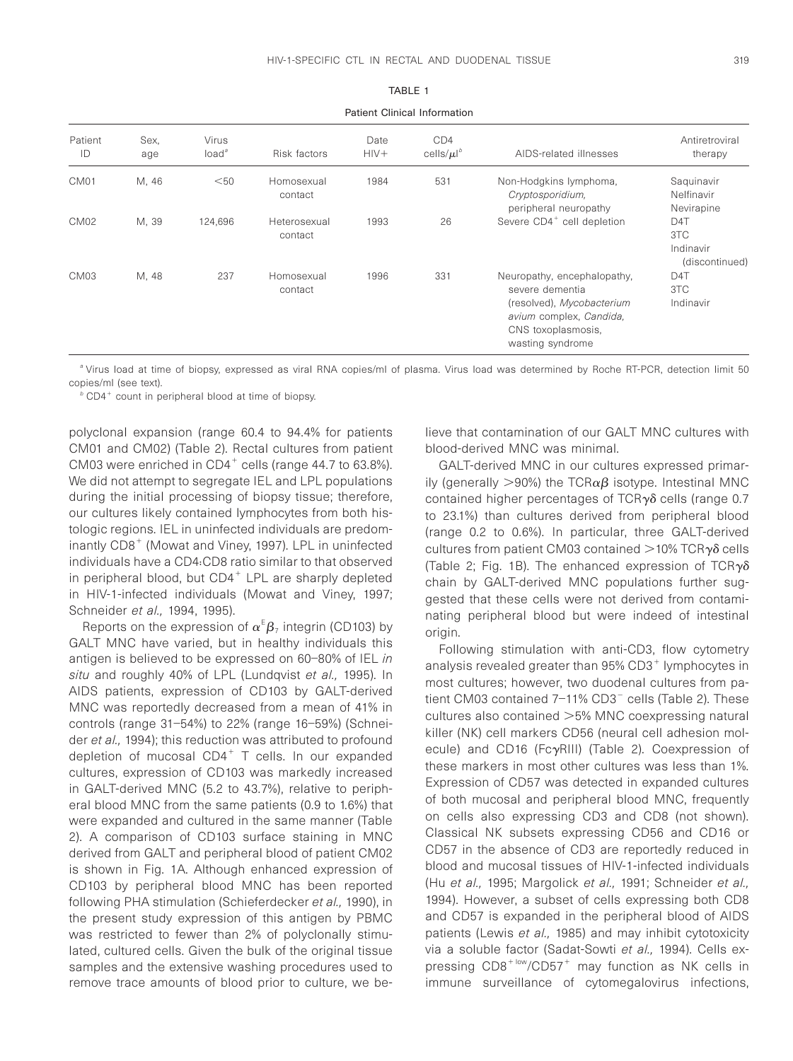TABLE 1

Patient Clinical Information

| Patient ID | Sex, age | Virus load[a] | Risk factors | Date HIV+ | CD4 cells/μl[b] | AIDS-related illnesses | Antiretroviral therapy |
|---|---|---|---|---|---|---|---|
| CM01 | M, 46 | <50 | Homosexual contact | 1984 | 531 | Non-Hodgkins lymphoma, *Cryptosporidium*, peripheral neuropathy | Saquinavir Nelfinavir Nevirapine |
| CM02 | M, 39 | 124,696 | Heterosexual contact | 1993 | 26 | Severe $CD4^+$ cell depletion | D4T 3TC Indinavir (discontinued) |
| CM03 | M, 48 | 237 | Homosexual contact | 1996 | 331 | Neuropathy, encephalopathy, severe dementia (resolved), *Mycobacterium avium* complex, *Candida*, CNS toxoplasmosis, wasting syndrome | D4T 3TC Indinavir |

[a] Virus load at time of biopsy, expressed as viral RNA copies/ml of plasma. Virus load was determined by Roche RT-PCR, detection limit 50 copies/ml (see text).

[b] $CD4^+$ count in peripheral blood at time of biopsy.

polyclonal expansion (range 60.4 to 94.4% for patients CM01 and CM02) (Table 2). Rectal cultures from patient CM03 were enriched in $CD4^+$ cells (range 44.7 to 63.8%). We did not attempt to segregate IEL and LPL populations during the initial processing of biopsy tissue; therefore, our cultures likely contained lymphocytes from both histologic regions. IEL in uninfected individuals are predominantly $CD8^+$ (Mowat and Viney, 1997). LPL in uninfected individuals have a CD4:CD8 ratio similar to that observed in peripheral blood, but $CD4^+$ LPL are sharply depleted in HIV-1-infected individuals (Mowat and Viney, 1997; Schneider *et al.,* 1994, 1995).

Reports on the expression of $\alpha^E\beta_7$ integrin (CD103) by GALT MNC have varied, but in healthy individuals this antigen is believed to be expressed on 60–80% of IEL *in situ* and roughly 40% of LPL (Lundqvist *et al.,* 1995). In AIDS patients, expression of CD103 by GALT-derived MNC was reportedly decreased from a mean of 41% in controls (range 31–54%) to 22% (range 16–59%) (Schneider *et al.,* 1994); this reduction was attributed to profound depletion of mucosal $CD4^+$ T cells. In our expanded cultures, expression of CD103 was markedly increased in GALT-derived MNC (5.2 to 43.7%), relative to peripheral blood MNC from the same patients (0.9 to 1.6%) that were expanded and cultured in the same manner (Table 2). A comparison of CD103 surface staining in MNC derived from GALT and peripheral blood of patient CM02 is shown in Fig. 1A. Although enhanced expression of CD103 by peripheral blood MNC has been reported following PHA stimulation (Schieferdecker *et al.,* 1990), in the present study expression of this antigen by PBMC was restricted to fewer than 2% of polyclonally stimulated, cultured cells. Given the bulk of the original tissue samples and the extensive washing procedures used to remove trace amounts of blood prior to culture, we believe that contamination of our GALT MNC cultures with blood-derived MNC was minimal.

GALT-derived MNC in our cultures expressed primarily (generally >90%) the TCRαβ isotype. Intestinal MNC contained higher percentages of TCRγδ cells (range 0.7 to 23.1%) than cultures derived from peripheral blood (range 0.2 to 0.6%). In particular, three GALT-derived cultures from patient CM03 contained >10% TCRγδ cells (Table 2; Fig. 1B). The enhanced expression of TCRγδ chain by GALT-derived MNC populations further suggested that these cells were not derived from contaminating peripheral blood but were indeed of intestinal origin.

Following stimulation with anti-CD3, flow cytometry analysis revealed greater than 95% $CD3^+$ lymphocytes in most cultures; however, two duodenal cultures from patient CM03 contained 7–11% $CD3^-$ cells (Table 2). These cultures also contained >5% MNC coexpressing natural killer (NK) cell markers CD56 (neural cell adhesion molecule) and CD16 (FcγRIII) (Table 2). Coexpression of these markers in most other cultures was less than 1%. Expression of CD57 was detected in expanded cultures of both mucosal and peripheral blood MNC, frequently on cells also expressing CD3 and CD8 (not shown). Classical NK subsets expressing CD56 and CD16 or CD57 in the absence of CD3 are reportedly reduced in blood and mucosal tissues of HIV-1-infected individuals (Hu *et al.,* 1995; Margolick *et al.,* 1991; Schneider *et al.,* 1994). However, a subset of cells expressing both CD8 and CD57 is expanded in the peripheral blood of AIDS patients (Lewis *et al.,* 1985) and may inhibit cytotoxicity via a soluble factor (Sadat-Sowti *et al.,* 1994). Cells expressing $CD8^{+low}/CD57^+$ may function as NK cells in immune surveillance of cytomegalovirus infections,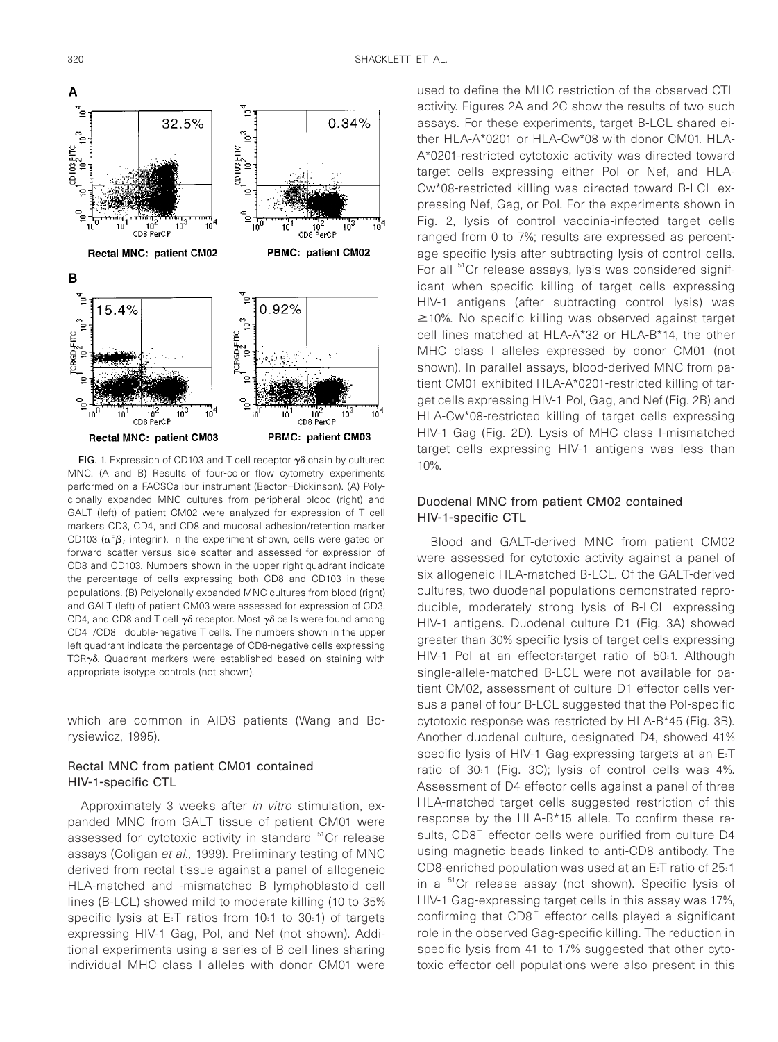**FIG. 1.** Expression of CD103 and T cell receptor $\gamma\delta$ chain by cultured MNC. (A and B) Results of four-color flow cytometry experiments performed on a FACSCalibur instrument (Becton–Dickinson). (A) Polyclonally expanded MNC cultures from peripheral blood (right) and GALT (left) of patient CM02 were analyzed for expression of T cell markers CD3, CD4, and CD8 and mucosal adhesion/retention marker CD103 ($\alpha^E\beta_7$ integrin). In the experiment shown, cells were gated on forward scatter versus side scatter and assessed for expression of CD8 and CD103. Numbers shown in the upper right quadrant indicate the percentage of cells expressing both CD8 and CD103 in these populations. (B) Polyclonally expanded MNC cultures from blood (right) and GALT (left) of patient CM03 were assessed for expression of CD3, CD4, and CD8 and T cell $\gamma\delta$ receptor. Most $\gamma\delta$ cells were found among $CD4^-/CD8^-$ double-negative T cells. The numbers shown in the upper left quadrant indicate the percentage of CD8-negative cells expressing TCR$\gamma\delta$. Quadrant markers were established based on staining with appropriate isotype controls (not shown).

which are common in AIDS patients (Wang and Borysiewicz, 1995).

### Rectal MNC from patient CM01 contained HIV-1-specific CTL

Approximately 3 weeks after *in vitro* stimulation, expanded MNC from GALT tissue of patient CM01 were assessed for cytotoxic activity in standard $^{51}$Cr release assays (Coligan *et al.,* 1999). Preliminary testing of MNC derived from rectal tissue against a panel of allogeneic HLA-matched and -mismatched B lymphoblastoid cell lines (B-LCL) showed mild to moderate killing (10 to 35% specific lysis at E:T ratios from 10:1 to 30:1) of targets expressing HIV-1 Gag, Pol, and Nef (not shown). Additional experiments using a series of B cell lines sharing individual MHC class I alleles with donor CM01 were used to define the MHC restriction of the observed CTL activity. Figures 2A and 2C show the results of two such assays. For these experiments, target B-LCL shared either HLA-A*0201 or HLA-Cw*08 with donor CM01. HLA-A*0201-restricted cytotoxic activity was directed toward target cells expressing either Pol or Nef, and HLA-Cw*08-restricted killing was directed toward B-LCL expressing Nef, Gag, or Pol. For the experiments shown in Fig. 2, lysis of control vaccinia-infected target cells ranged from 0 to 7%; results are expressed as percentage specific lysis after subtracting lysis of control cells. For all $^{51}$Cr release assays, lysis was considered significant when specific killing of target cells expressing HIV-1 antigens (after subtracting control lysis) was ≥10%. No specific killing was observed against target cell lines matched at HLA-A*32 or HLA-B*14, the other MHC class I alleles expressed by donor CM01 (not shown). In parallel assays, blood-derived MNC from patient CM01 exhibited HLA-A*0201-restricted killing of target cells expressing HIV-1 Pol, Gag, and Nef (Fig. 2B) and HLA-Cw*08-restricted killing of target cells expressing HIV-1 Gag (Fig. 2D). Lysis of MHC class I-mismatched target cells expressing HIV-1 antigens was less than 10%.

### Duodenal MNC from patient CM02 contained HIV-1-specific CTL

Blood and GALT-derived MNC from patient CM02 were assessed for cytotoxic activity against a panel of six allogeneic HLA-matched B-LCL. Of the GALT-derived cultures, two duodenal populations demonstrated reproducible, moderately strong lysis of B-LCL expressing HIV-1 antigens. Duodenal culture D1 (Fig. 3A) showed greater than 30% specific lysis of target cells expressing HIV-1 Pol at an effector:target ratio of 50:1. Although single-allele-matched B-LCL were not available for patient CM02, assessment of culture D1 effector cells versus a panel of four B-LCL suggested that the Pol-specific cytotoxic response was restricted by HLA-B*45 (Fig. 3B). Another duodenal culture, designated D4, showed 41% specific lysis of HIV-1 Gag-expressing targets at an E:T ratio of 30:1 (Fig. 3C); lysis of control cells was 4%. Assessment of D4 effector cells against a panel of three HLA-matched target cells suggested restriction of this response by the HLA-B*15 allele. To confirm these results, $CD8^+$ effector cells were purified from culture D4 using magnetic beads linked to anti-CD8 antibody. The CD8-enriched population was used at an E:T ratio of 25:1 in a $^{51}$Cr release assay (not shown). Specific lysis of HIV-1 Gag-expressing target cells in this assay was 17%, confirming that $CD8^+$ effector cells played a significant role in the observed Gag-specific killing. The reduction in specific lysis from 41 to 17% suggested that other cytotoxic effector cell populations were also present in this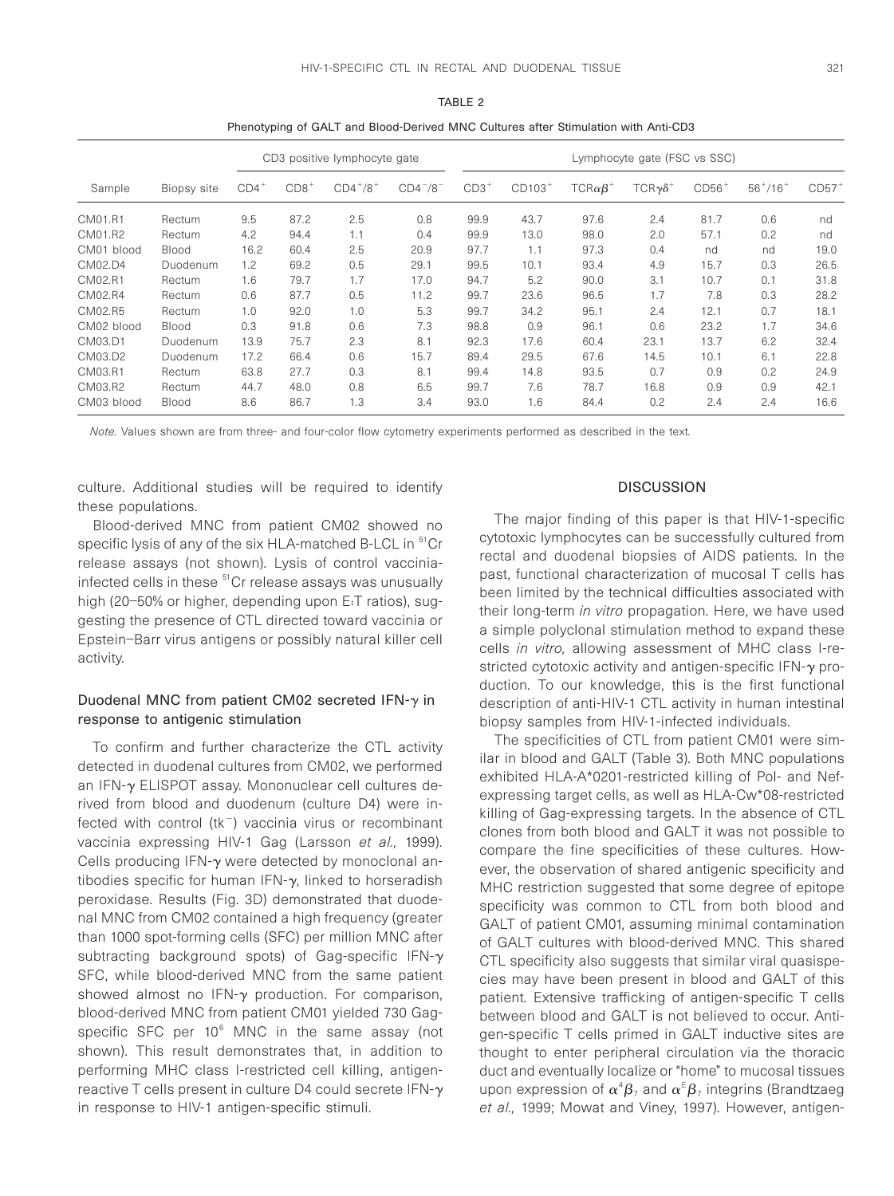TABLE 2

Phenotyping of GALT and Blood-Derived MNC Cultures after Stimulation with Anti-CD3

| Sample | Biopsy site | CD3 positive lymphocyte gate | | | | Lymphocyte gate (FSC vs SSC) | | | | | | |
|---|---|---|---|---|---|---|---|---|---|---|---|---|
| | | $CD4^+$ | $CD8^+$ | $CD4^+/8^+$ | $CD4^-/8^-$ | $CD3^+$ | $CD103^+$ | $TCR\alpha\beta^+$ | $TCR\gamma\delta^+$ | $CD56^+$ | $56^+/16^+$ | $CD57^+$ |
| CM01.R1 | Rectum | 9.5 | 87.2 | 2.5 | 0.8 | 99.9 | 43.7 | 97.6 | 2.4 | 81.7 | 0.6 | nd |
| CM01.R2 | Rectum | 4.2 | 94.4 | 1.1 | 0.4 | 99.9 | 13.0 | 98.0 | 2.0 | 57.1 | 0.2 | nd |
| CM01 blood | Blood | 16.2 | 60.4 | 2.5 | 20.9 | 97.7 | 1.1 | 97.3 | 0.4 | nd | nd | 19.0 |
| CM02.D4 | Duodenum | 1.2 | 69.2 | 0.5 | 29.1 | 99.5 | 10.1 | 93.4 | 4.9 | 15.7 | 0.3 | 26.5 |
| CM02.R1 | Rectum | 1.6 | 79.7 | 1.7 | 17.0 | 94.7 | 5.2 | 90.0 | 3.1 | 10.7 | 0.1 | 31.8 |
| CM02.R4 | Rectum | 0.6 | 87.7 | 0.5 | 11.2 | 99.7 | 23.6 | 96.5 | 1.7 | 7.8 | 0.3 | 28.2 |
| CM02.R5 | Rectum | 1.0 | 92.0 | 1.0 | 5.3 | 99.7 | 34.2 | 95.1 | 2.4 | 12.1 | 0.7 | 18.1 |
| CM02 blood | Blood | 0.3 | 91.8 | 0.6 | 7.3 | 98.8 | 0.9 | 96.1 | 0.6 | 23.2 | 1.7 | 34.6 |
| CM03.D1 | Duodenum | 13.9 | 75.7 | 2.3 | 8.1 | 92.3 | 17.6 | 60.4 | 23.1 | 13.7 | 6.2 | 32.4 |
| CM03.D2 | Duodenum | 17.2 | 66.4 | 0.6 | 15.7 | 89.4 | 29.5 | 67.6 | 14.5 | 10.1 | 6.1 | 22.8 |
| CM03.R1 | Rectum | 63.8 | 27.7 | 0.3 | 8.1 | 99.4 | 14.8 | 93.5 | 0.7 | 0.9 | 0.2 | 24.9 |
| CM03.R2 | Rectum | 44.7 | 48.0 | 0.8 | 6.5 | 99.7 | 7.6 | 78.7 | 16.8 | 0.9 | 0.9 | 42.1 |
| CM03 blood | Blood | 8.6 | 86.7 | 1.3 | 3.4 | 93.0 | 1.6 | 84.4 | 0.2 | 2.4 | 2.4 | 16.6 |

*Note.* Values shown are from three- and four-color flow cytometry experiments performed as described in the text.

culture. Additional studies will be required to identify these populations.

Blood-derived MNC from patient CM02 showed no specific lysis of any of the six HLA-matched B-LCL in $^{51}$Cr release assays (not shown). Lysis of control vaccinia-infected cells in these $^{51}$Cr release assays was unusually high (20–50% or higher, depending upon E:T ratios), suggesting the presence of CTL directed toward vaccinia or Epstein–Barr virus antigens or possibly natural killer cell activity.

### Duodenal MNC from patient CM02 secreted IFN-$\gamma$ in response to antigenic stimulation

To confirm and further characterize the CTL activity detected in duodenal cultures from CM02, we performed an IFN-$\gamma$ ELISPOT assay. Mononuclear cell cultures derived from blood and duodenum (culture D4) were infected with control (tk$^-$) vaccinia virus or recombinant vaccinia expressing HIV-1 Gag (Larsson *et al.,* 1999). Cells producing IFN-$\gamma$ were detected by monoclonal antibodies specific for human IFN-$\gamma$, linked to horseradish peroxidase. Results (Fig. 3D) demonstrated that duodenal MNC from CM02 contained a high frequency (greater than 1000 spot-forming cells (SFC) per million MNC after subtracting background spots) of Gag-specific IFN-$\gamma$ SFC, while blood-derived MNC from the same patient showed almost no IFN-$\gamma$ production. For comparison, blood-derived MNC from patient CM01 yielded 730 Gag-specific SFC per $10^6$ MNC in the same assay (not shown). This result demonstrates that, in addition to performing MHC class I-restricted cell killing, antigen-reactive T cells present in culture D4 could secrete IFN-$\gamma$ in response to HIV-1 antigen-specific stimuli.

## DISCUSSION

The major finding of this paper is that HIV-1-specific cytotoxic lymphocytes can be successfully cultured from rectal and duodenal biopsies of AIDS patients. In the past, functional characterization of mucosal T cells has been limited by the technical difficulties associated with their long-term *in vitro* propagation. Here, we have used a simple polyclonal stimulation method to expand these cells *in vitro,* allowing assessment of MHC class I-restricted cytotoxic activity and antigen-specific IFN-$\gamma$ production. To our knowledge, this is the first functional description of anti-HIV-1 CTL activity in human intestinal biopsy samples from HIV-1-infected individuals.

The specificities of CTL from patient CM01 were similar in blood and GALT (Table 3). Both MNC populations exhibited HLA-A*0201-restricted killing of Pol- and Nef-expressing target cells, as well as HLA-Cw*08-restricted killing of Gag-expressing targets. In the absence of CTL clones from both blood and GALT it was not possible to compare the fine specificities of these cultures. However, the observation of shared antigenic specificity and MHC restriction suggested that some degree of epitope specificity was common to CTL from both blood and GALT of patient CM01, assuming minimal contamination of GALT cultures with blood-derived MNC. This shared CTL specificity also suggests that similar viral quasispecies may have been present in blood and GALT of this patient. Extensive trafficking of antigen-specific T cells between blood and GALT is not believed to occur. Antigen-specific T cells primed in GALT inductive sites are thought to enter peripheral circulation via the thoracic duct and eventually localize or "home" to mucosal tissues upon expression of $\alpha^4\beta_7$ and $\alpha^E\beta_7$ integrins (Brandtzaeg *et al.,* 1999; Mowat and Viney, 1997). However, antigen-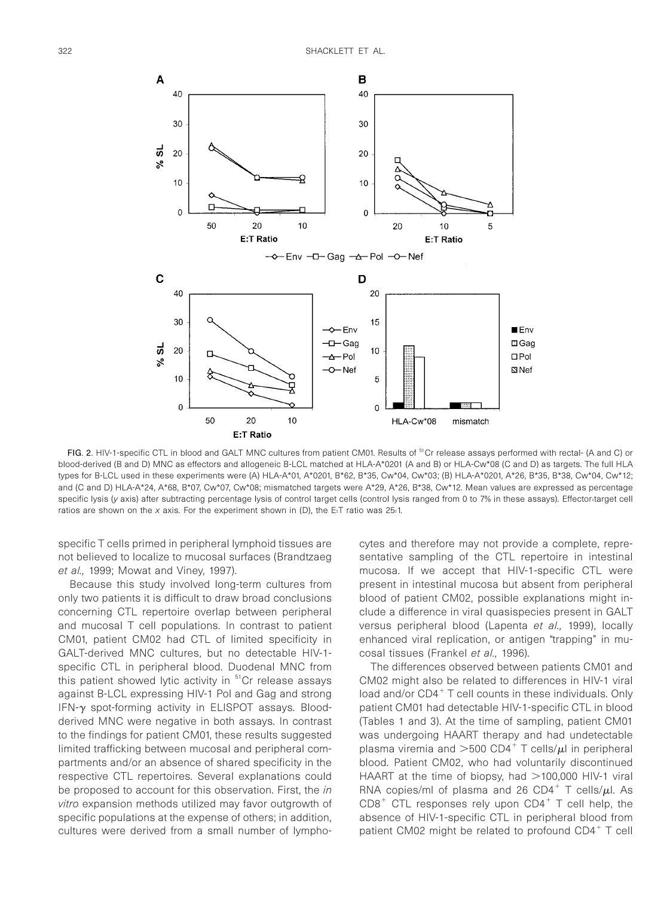FIG. 2. HIV-1-specific CTL in blood and GALT MNC cultures from patient CM01. Results of $^{51}$Cr release assays performed with rectal- (A and C) or blood-derived (B and D) MNC as effectors and allogeneic B-LCL matched at HLA-A*0201 (A and B) or HLA-Cw*08 (C and D) as targets. The full HLA types for B-LCL used in these experiments were (A) HLA-A*01, A*0201, B*62, B*35, Cw*04, Cw*03; (B) HLA-A*0201, A*26, B*35, B*38, Cw*04, Cw*12; and (C and D) HLA-A*24, A*68, B*07, Cw*07, Cw*08; mismatched targets were A*29, A*26, B*38, Cw*12. Mean values are expressed as percentage specific lysis (*y* axis) after subtracting percentage lysis of control target cells (control lysis ranged from 0 to 7% in these assays). Effector:target cell ratios are shown on the *x* axis. For the experiment shown in (D), the E:T ratio was 25:1.

specific T cells primed in peripheral lymphoid tissues are not believed to localize to mucosal surfaces (Brandtzaeg *et al.,* 1999; Mowat and Viney, 1997).

Because this study involved long-term cultures from only two patients it is difficult to draw broad conclusions concerning CTL repertoire overlap between peripheral and mucosal T cell populations. In contrast to patient CM01, patient CM02 had CTL of limited specificity in GALT-derived MNC cultures, but no detectable HIV-1-specific CTL in peripheral blood. Duodenal MNC from this patient showed lytic activity in $^{51}$Cr release assays against B-LCL expressing HIV-1 Pol and Gag and strong IFN-$\gamma$ spot-forming activity in ELISPOT assays. Blood-derived MNC were negative in both assays. In contrast to the findings for patient CM01, these results suggested limited trafficking between mucosal and peripheral compartments and/or an absence of shared specificity in the respective CTL repertoires. Several explanations could be proposed to account for this observation. First, the *in vitro* expansion methods utilized may favor outgrowth of specific populations at the expense of others; in addition, cultures were derived from a small number of lymphocytes and therefore may not provide a complete, representative sampling of the CTL repertoire in intestinal mucosa. If we accept that HIV-1-specific CTL were present in intestinal mucosa but absent from peripheral blood of patient CM02, possible explanations might include a difference in viral quasispecies present in GALT versus peripheral blood (Lapenta *et al.,* 1999), locally enhanced viral replication, or antigen "trapping" in mucosal tissues (Frankel *et al.,* 1996).

The differences observed between patients CM01 and CM02 might also be related to differences in HIV-1 viral load and/or $CD4^+$ T cell counts in these individuals. Only patient CM01 had detectable HIV-1-specific CTL in blood (Tables 1 and 3). At the time of sampling, patient CM01 was undergoing HAART therapy and had undetectable plasma viremia and >500 $CD4^+$ T cells/$\mu$l in peripheral blood. Patient CM02, who had voluntarily discontinued HAART at the time of biopsy, had >100,000 HIV-1 viral RNA copies/ml of plasma and 26 $CD4^+$ T cells/$\mu$l. As $CD8^+$ CTL responses rely upon $CD4^+$ T cell help, the absence of HIV-1-specific CTL in peripheral blood from patient CM02 might be related to profound $CD4^+$ T cell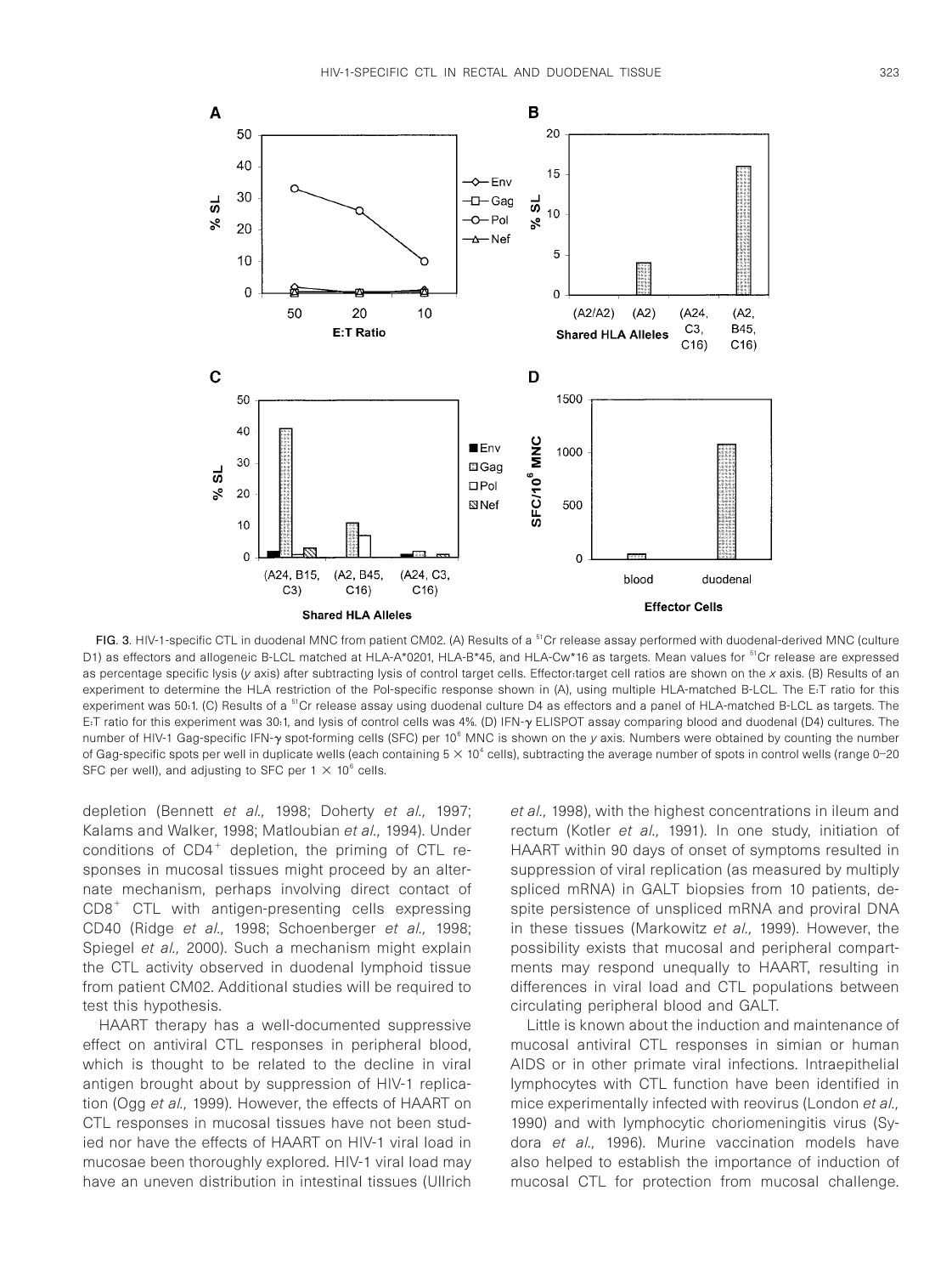FIG. 3. HIV-1-specific CTL in duodenal MNC from patient CM02. (A) Results of a $^{51}$Cr release assay performed with duodenal-derived MNC (culture D1) as effectors and allogeneic B-LCL matched at HLA-A*0201, HLA-B*45, and HLA-Cw*16 as targets. Mean values for $^{51}$Cr release are expressed as percentage specific lysis (*y* axis) after subtracting lysis of control target cells. Effector:target cell ratios are shown on the *x* axis. (B) Results of an experiment to determine the HLA restriction of the Pol-specific response shown in (A), using multiple HLA-matched B-LCL. The E:T ratio for this experiment was 50:1. (C) Results of a $^{51}$Cr release assay using duodenal culture D4 as effectors and a panel of HLA-matched B-LCL as targets. The E:T ratio for this experiment was 30:1, and lysis of control cells was 4%. (D) IFN-$\gamma$ ELISPOT assay comparing blood and duodenal (D4) cultures. The number of HIV-1 Gag-specific IFN-$\gamma$ spot-forming cells (SFC) per $10^6$ MNC is shown on the *y* axis. Numbers were obtained by counting the number of Gag-specific spots per well in duplicate wells (each containing $5 \times 10^4$ cells), subtracting the average number of spots in control wells (range 0–20 SFC per well), and adjusting to SFC per $1 \times 10^6$ cells.

depletion (Bennett *et al.,* 1998; Doherty *et al.,* 1997; Kalams and Walker, 1998; Matloubian *et al.,* 1994). Under conditions of $CD4^+$ depletion, the priming of CTL responses in mucosal tissues might proceed by an alternate mechanism, perhaps involving direct contact of $CD8^+$ CTL with antigen-presenting cells expressing CD40 (Ridge *et al.,* 1998; Schoenberger *et al.,* 1998; Spiegel *et al.,* 2000). Such a mechanism might explain the CTL activity observed in duodenal lymphoid tissue from patient CM02. Additional studies will be required to test this hypothesis.

HAART therapy has a well-documented suppressive effect on antiviral CTL responses in peripheral blood, which is thought to be related to the decline in viral antigen brought about by suppression of HIV-1 replication (Ogg *et al.,* 1999). However, the effects of HAART on CTL responses in mucosal tissues have not been studied nor have the effects of HAART on HIV-1 viral load in mucosae been thoroughly explored. HIV-1 viral load may have an uneven distribution in intestinal tissues (Ullrich *et al.,* 1998), with the highest concentrations in ileum and rectum (Kotler *et al.,* 1991). In one study, initiation of HAART within 90 days of onset of symptoms resulted in suppression of viral replication (as measured by multiply spliced mRNA) in GALT biopsies from 10 patients, despite persistence of unspliced mRNA and proviral DNA in these tissues (Markowitz *et al.,* 1999). However, the possibility exists that mucosal and peripheral compartments may respond unequally to HAART, resulting in differences in viral load and CTL populations between circulating peripheral blood and GALT.

Little is known about the induction and maintenance of mucosal antiviral CTL responses in simian or human AIDS or in other primate viral infections. Intraepithelial lymphocytes with CTL function have been identified in mice experimentally infected with reovirus (London *et al.,* 1990) and with lymphocytic choriomeningitis virus (Sydora *et al.,* 1996). Murine vaccination models have also helped to establish the importance of induction of mucosal CTL for protection from mucosal challenge.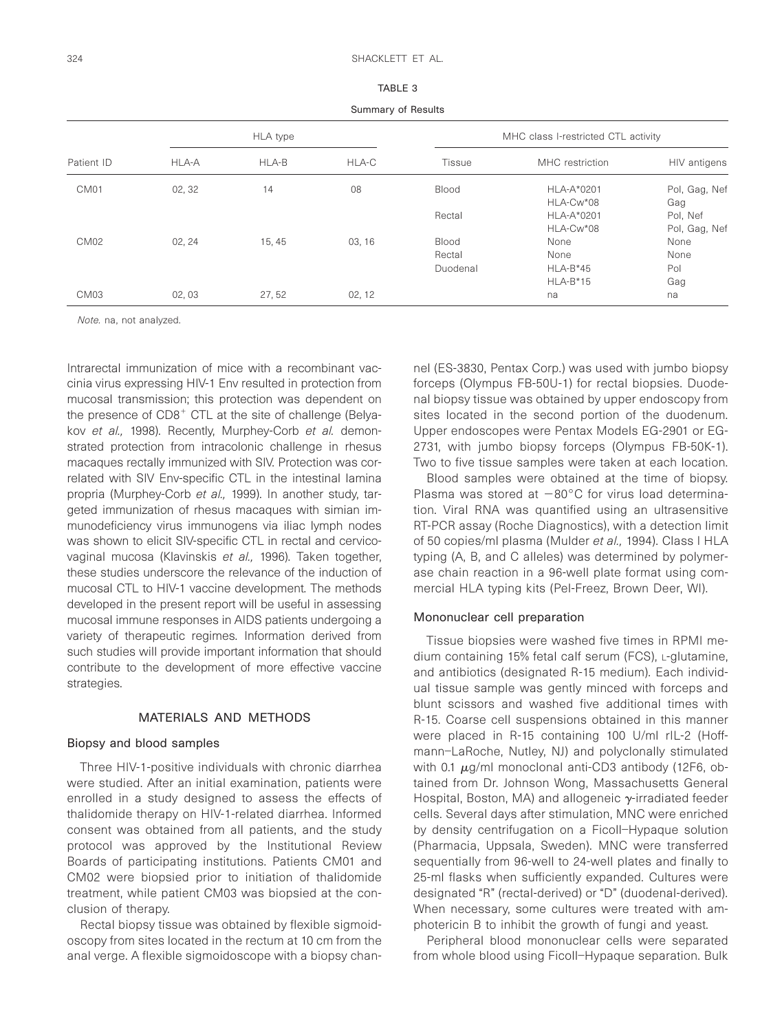TABLE 3

Summary of Results

| Patient ID | HLA type | | | MHC class I-restricted CTL activity | | |
|---|---|---|---|---|---|---|
| | HLA-A | HLA-B | HLA-C | Tissue | MHC restriction | HIV antigens |
| CM01 | 02, 32 | 14 | 08 | Blood | HLA-A*0201 | Pol, Gag, Nef |
| | | | | | HLA-Cw*08 | Gag |
| | | | | Rectal | HLA-A*0201 | Pol, Nef |
| | | | | | HLA-Cw*08 | Pol, Gag, Nef |
| CM02 | 02, 24 | 15, 45 | 03, 16 | Blood | None | None |
| | | | | Rectal | None | None |
| | | | | Duodenal | HLA-B*45 | Pol |
| | | | | | HLA-B*15 | Gag |
| CM03 | 02, 03 | 27, 52 | 02, 12 | | na | na |

*Note.* na, not analyzed.

Intrarectal immunization of mice with a recombinant vaccinia virus expressing HIV-1 Env resulted in protection from mucosal transmission; this protection was dependent on the presence of $CD8^+$ CTL at the site of challenge (Belyakov *et al.,* 1998). Recently, Murphey-Corb *et al.* demonstrated protection from intracolonic challenge in rhesus macaques rectally immunized with SIV. Protection was correlated with SIV Env-specific CTL in the intestinal lamina propria (Murphey-Corb *et al.,* 1999). In another study, targeted immunization of rhesus macaques with simian immunodeficiency virus immunogens via iliac lymph nodes was shown to elicit SIV-specific CTL in rectal and cervicovaginal mucosa (Klavinskis *et al.,* 1996). Taken together, these studies underscore the relevance of the induction of mucosal CTL to HIV-1 vaccine development. The methods developed in the present report will be useful in assessing mucosal immune responses in AIDS patients undergoing a variety of therapeutic regimes. Information derived from such studies will provide important information that should contribute to the development of more effective vaccine strategies.

## MATERIALS AND METHODS

### Biopsy and blood samples

Three HIV-1-positive individuals with chronic diarrhea were studied. After an initial examination, patients were enrolled in a study designed to assess the effects of thalidomide therapy on HIV-1-related diarrhea. Informed consent was obtained from all patients, and the study protocol was approved by the Institutional Review Boards of participating institutions. Patients CM01 and CM02 were biopsied prior to initiation of thalidomide treatment, while patient CM03 was biopsied at the conclusion of therapy.

Rectal biopsy tissue was obtained by flexible sigmoidoscopy from sites located in the rectum at 10 cm from the anal verge. A flexible sigmoidoscope with a biopsy channel (ES-3830, Pentax Corp.) was used with jumbo biopsy forceps (Olympus FB-50U-1) for rectal biopsies. Duodenal biopsy tissue was obtained by upper endoscopy from sites located in the second portion of the duodenum. Upper endoscopes were Pentax Models EG-2901 or EG-2731, with jumbo biopsy forceps (Olympus FB-50K-1). Two to five tissue samples were taken at each location.

Blood samples were obtained at the time of biopsy. Plasma was stored at $-80°C$ for virus load determination. Viral RNA was quantified using an ultrasensitive RT-PCR assay (Roche Diagnostics), with a detection limit of 50 copies/ml plasma (Mulder *et al.,* 1994). Class I HLA typing (A, B, and C alleles) was determined by polymerase chain reaction in a 96-well plate format using commercial HLA typing kits (Pel-Freez, Brown Deer, WI).

### Mononuclear cell preparation

Tissue biopsies were washed five times in RPMI medium containing 15% fetal calf serum (FCS), L-glutamine, and antibiotics (designated R-15 medium). Each individual tissue sample was gently minced with forceps and blunt scissors and washed five additional times with R-15. Coarse cell suspensions obtained in this manner were placed in R-15 containing 100 U/ml rIL-2 (Hoffmann–LaRoche, Nutley, NJ) and polyclonally stimulated with 0.1 $\mu$g/ml monoclonal anti-CD3 antibody (12F6, obtained from Dr. Johnson Wong, Massachusetts General Hospital, Boston, MA) and allogeneic $\gamma$-irradiated feeder cells. Several days after stimulation, MNC were enriched by density centrifugation on a Ficoll–Hypaque solution (Pharmacia, Uppsala, Sweden). MNC were transferred sequentially from 96-well to 24-well plates and finally to 25-ml flasks when sufficiently expanded. Cultures were designated "R" (rectal-derived) or "D" (duodenal-derived). When necessary, some cultures were treated with amphotericin B to inhibit the growth of fungi and yeast.

Peripheral blood mononuclear cells were separated from whole blood using Ficoll–Hypaque separation. Bulk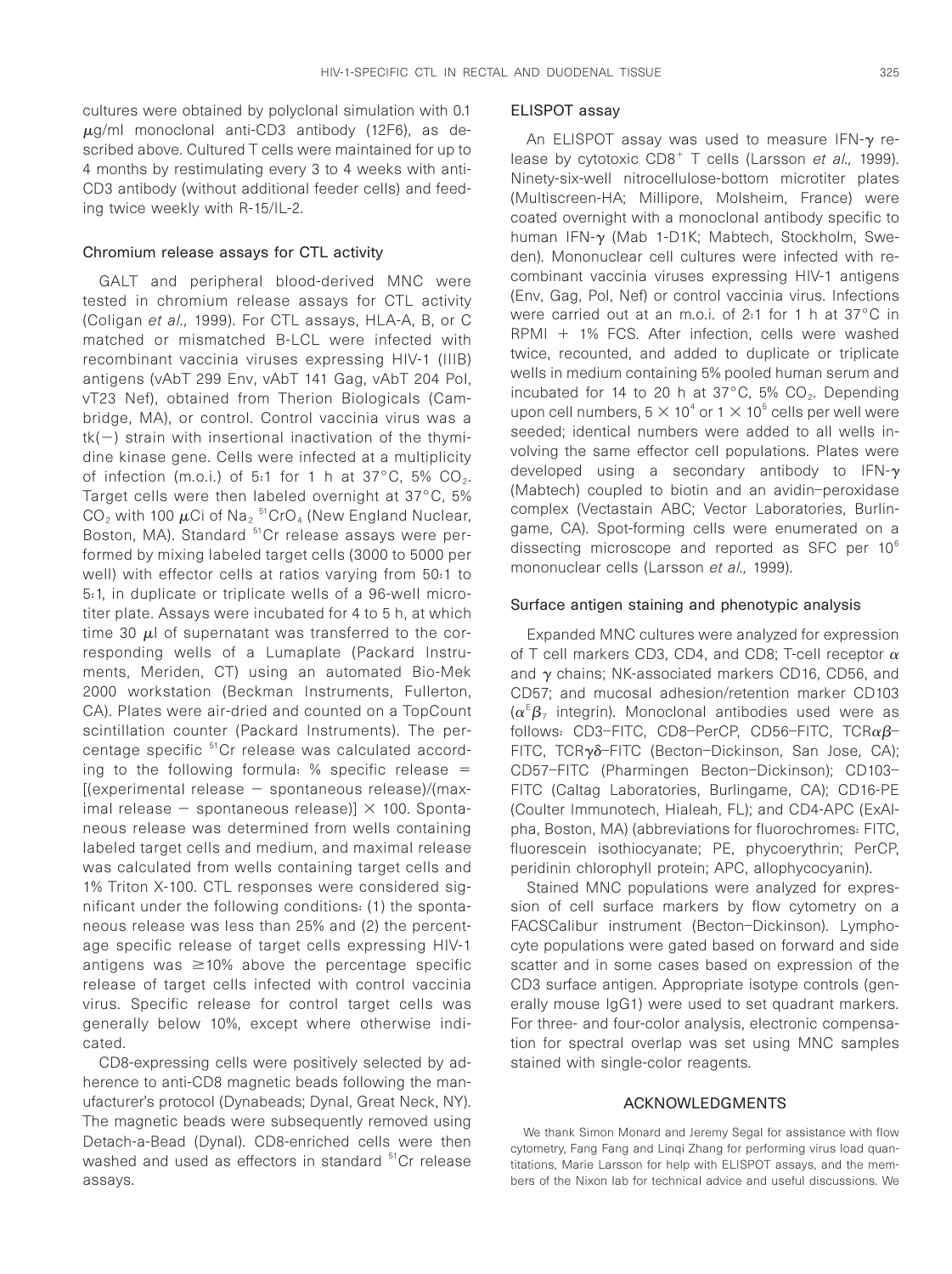cultures were obtained by polyclonal simulation with 0.1 $\mu$g/ml monoclonal anti-CD3 antibody (12F6), as described above. Cultured T cells were maintained for up to 4 months by restimulating every 3 to 4 weeks with anti-CD3 antibody (without additional feeder cells) and feeding twice weekly with R-15/IL-2.

### Chromium release assays for CTL activity

GALT and peripheral blood-derived MNC were tested in chromium release assays for CTL activity (Coligan *et al.,* 1999). For CTL assays, HLA-A, B, or C matched or mismatched B-LCL were infected with recombinant vaccinia viruses expressing HIV-1 (IIIB) antigens (vAbT 299 Env, vAbT 141 Gag, vAbT 204 Pol, vT23 Nef), obtained from Therion Biologicals (Cambridge, MA), or control. Control vaccinia virus was a tk(−) strain with insertional inactivation of the thymidine kinase gene. Cells were infected at a multiplicity of infection (m.o.i.) of 5:1 for 1 h at 37°C, 5% $CO_2$. Target cells were then labeled overnight at 37°C, 5% $CO_2$ with 100 $\mu$Ci of $Na_2{}^{51}CrO_4$ (New England Nuclear, Boston, MA). Standard $^{51}$Cr release assays were performed by mixing labeled target cells (3000 to 5000 per well) with effector cells at ratios varying from 50:1 to 5:1, in duplicate or triplicate wells of a 96-well microtiter plate. Assays were incubated for 4 to 5 h, at which time 30 $\mu$l of supernatant was transferred to the corresponding wells of a Lumaplate (Packard Instruments, Meriden, CT) using an automated Bio-Mek 2000 workstation (Beckman Instruments, Fullerton, CA). Plates were air-dried and counted on a TopCount scintillation counter (Packard Instruments). The percentage specific $^{51}$Cr release was calculated according to the following formula: % specific release = [(experimental release − spontaneous release)/(maximal release − spontaneous release)] × 100. Spontaneous release was determined from wells containing labeled target cells and medium, and maximal release was calculated from wells containing target cells and 1% Triton X-100. CTL responses were considered significant under the following conditions: (1) the spontaneous release was less than 25% and (2) the percentage specific release of target cells expressing HIV-1 antigens was ≥10% above the percentage specific release of target cells infected with control vaccinia virus. Specific release for control target cells was generally below 10%, except where otherwise indicated.

CD8-expressing cells were positively selected by adherence to anti-CD8 magnetic beads following the manufacturer's protocol (Dynabeads; Dynal, Great Neck, NY). The magnetic beads were subsequently removed using Detach-a-Bead (Dynal). CD8-enriched cells were then washed and used as effectors in standard $^{51}$Cr release assays.

### ELISPOT assay

An ELISPOT assay was used to measure IFN-$\gamma$ release by cytotoxic CD8$^{+}$ T cells (Larsson *et al.,* 1999). Ninety-six-well nitrocellulose-bottom microtiter plates (Multiscreen-HA; Millipore, Molsheim, France) were coated overnight with a monoclonal antibody specific to human IFN-$\gamma$ (Mab 1-D1K; Mabtech, Stockholm, Sweden). Mononuclear cell cultures were infected with recombinant vaccinia viruses expressing HIV-1 antigens (Env, Gag, Pol, Nef) or control vaccinia virus. Infections were carried out at an m.o.i. of 2:1 for 1 h at 37°C in RPMI + 1% FCS. After infection, cells were washed twice, recounted, and added to duplicate or triplicate wells in medium containing 5% pooled human serum and incubated for 14 to 20 h at 37°C, 5% $CO_2$. Depending upon cell numbers, $5 \times 10^4$ or $1 \times 10^5$ cells per well were seeded; identical numbers were added to all wells involving the same effector cell populations. Plates were developed using a secondary antibody to IFN-$\gamma$ (Mabtech) coupled to biotin and an avidin–peroxidase complex (Vectastain ABC; Vector Laboratories, Burlingame, CA). Spot-forming cells were enumerated on a dissecting microscope and reported as SFC per $10^6$ mononuclear cells (Larsson *et al.,* 1999).

### Surface antigen staining and phenotypic analysis

Expanded MNC cultures were analyzed for expression of T cell markers CD3, CD4, and CD8; T-cell receptor $\alpha$ and $\gamma$ chains; NK-associated markers CD16, CD56, and CD57; and mucosal adhesion/retention marker CD103 ($\alpha^E\beta_7$ integrin). Monoclonal antibodies used were as follows: CD3–FITC, CD8–PerCP, CD56–FITC, TCR$\alpha\beta$–FITC, TCR$\gamma\delta$–FITC (Becton–Dickinson, San Jose, CA); CD57–FITC (Pharmingen Becton–Dickinson); CD103–FITC (Caltag Laboratories, Burlingame, CA); CD16-PE (Coulter Immunotech, Hialeah, FL); and CD4-APC (ExAlpha, Boston, MA) (abbreviations for fluorochromes: FITC, fluorescein isothiocyanate; PE, phycoerythrin; PerCP, peridinin chlorophyll protein; APC, allophycocyanin).

Stained MNC populations were analyzed for expression of cell surface markers by flow cytometry on a FACSCalibur instrument (Becton–Dickinson). Lymphocyte populations were gated based on forward and side scatter and in some cases based on expression of the CD3 surface antigen. Appropriate isotype controls (generally mouse IgG1) were used to set quadrant markers. For three- and four-color analysis, electronic compensation for spectral overlap was set using MNC samples stained with single-color reagents.

## ACKNOWLEDGMENTS

We thank Simon Monard and Jeremy Segal for assistance with flow cytometry, Fang Fang and Linqi Zhang for performing virus load quantitations, Marie Larsson for help with ELISPOT assays, and the members of the Nixon lab for technical advice and useful discussions. We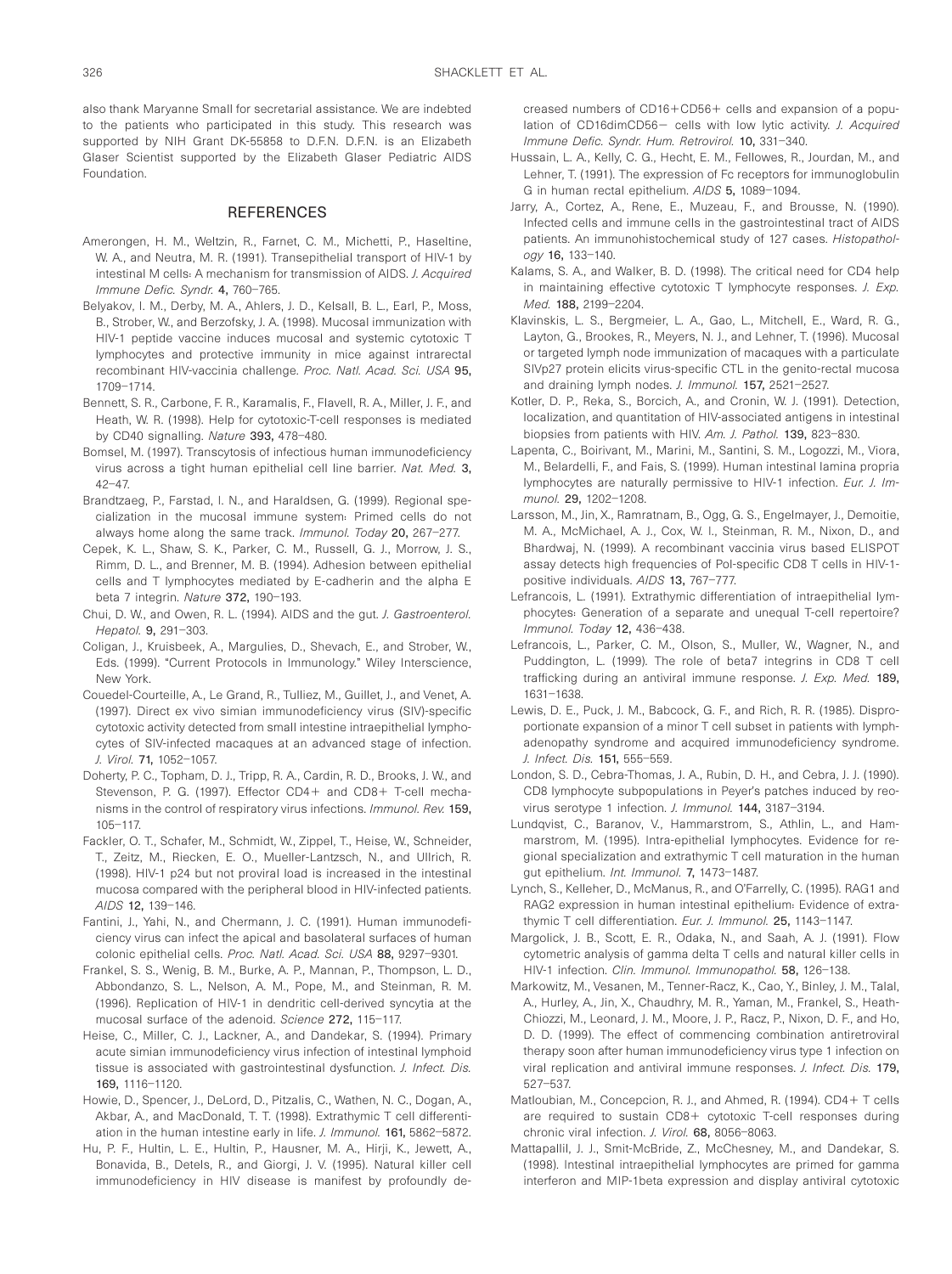also thank Maryanne Small for secretarial assistance. We are indebted to the patients who participated in this study. This research was supported by NIH Grant DK-55858 to D.F.N. D.F.N. is an Elizabeth Glaser Scientist supported by the Elizabeth Glaser Pediatric AIDS Foundation.

## REFERENCES

Amerongen, H. M., Weltzin, R., Farnet, C. M., Michetti, P., Haseltine, W. A., and Neutra, M. R. (1991). Transepithelial transport of HIV-1 by intestinal M cells: A mechanism for transmission of AIDS. *J. Acquired Immune Defic. Syndr.* **4,** 760–765.

Belyakov, I. M., Derby, M. A., Ahlers, J. D., Kelsall, B. L., Earl, P., Moss, B., Strober, W., and Berzofsky, J. A. (1998). Mucosal immunization with HIV-1 peptide vaccine induces mucosal and systemic cytotoxic T lymphocytes and protective immunity in mice against intrarectal recombinant HIV-vaccinia challenge. *Proc. Natl. Acad. Sci. USA* **95,** 1709–1714.

Bennett, S. R., Carbone, F. R., Karamalis, F., Flavell, R. A., Miller, J. F., and Heath, W. R. (1998). Help for cytotoxic-T-cell responses is mediated by CD40 signalling. *Nature* **393,** 478–480.

Bomsel, M. (1997). Transcytosis of infectious human immunodeficiency virus across a tight human epithelial cell line barrier. *Nat. Med.* **3,** 42–47.

Brandtzaeg, P., Farstad, I. N., and Haraldsen, G. (1999). Regional specialization in the mucosal immune system: Primed cells do not always home along the same track. *Immunol. Today* **20,** 267–277.

Cepek, K. L., Shaw, S. K., Parker, C. M., Russell, G. J., Morrow, J. S., Rimm, D. L., and Brenner, M. B. (1994). Adhesion between epithelial cells and T lymphocytes mediated by E-cadherin and the alpha E beta 7 integrin. *Nature* **372,** 190–193.

Chui, D. W., and Owen, R. L. (1994). AIDS and the gut. *J. Gastroenterol. Hepatol.* **9,** 291–303.

Coligan, J., Kruisbeek, A., Margulies, D., Shevach, E., and Strober, W., Eds. (1999). "Current Protocols in Immunology." Wiley Interscience, New York.

Couedel-Courteille, A., Le Grand, R., Tulliez, M., Guillet, J., and Venet, A. (1997). Direct ex vivo simian immunodeficiency virus (SIV)-specific cytotoxic activity detected from small intestine intraepithelial lymphocytes of SIV-infected macaques at an advanced stage of infection. *J. Virol.* **71,** 1052–1057.

Doherty, P. C., Topham, D. J., Tripp, R. A., Cardin, R. D., Brooks, J. W., and Stevenson, P. G. (1997). Effector CD4+ and CD8+ T-cell mechanisms in the control of respiratory virus infections. *Immunol. Rev.* **159,** 105–117.

Fackler, O. T., Schafer, M., Schmidt, W., Zippel, T., Heise, W., Schneider, T., Zeitz, M., Riecken, E. O., Mueller-Lantzsch, N., and Ullrich, R. (1998). HIV-1 p24 but not proviral load is increased in the intestinal mucosa compared with the peripheral blood in HIV-infected patients. *AIDS* **12,** 139–146.

Fantini, J., Yahi, N., and Chermann, J. C. (1991). Human immunodeficiency virus can infect the apical and basolateral surfaces of human colonic epithelial cells. *Proc. Natl. Acad. Sci. USA* **88,** 9297–9301.

Frankel, S. S., Wenig, B. M., Burke, A. P., Mannan, P., Thompson, L. D., Abbondanzo, S. L., Nelson, A. M., Pope, M., and Steinman, R. M. (1996). Replication of HIV-1 in dendritic cell-derived syncytia at the mucosal surface of the adenoid. *Science* **272,** 115–117.

Heise, C., Miller, C. J., Lackner, A., and Dandekar, S. (1994). Primary acute simian immunodeficiency virus infection of intestinal lymphoid tissue is associated with gastrointestinal dysfunction. *J. Infect. Dis.* **169,** 1116–1120.

Howie, D., Spencer, J., DeLord, D., Pitzalis, C., Wathen, N. C., Dogan, A., Akbar, A., and MacDonald, T. T. (1998). Extrathymic T cell differentiation in the human intestine early in life. *J. Immunol.* **161,** 5862–5872.

Hu, P. F., Hultin, L. E., Hultin, P., Hausner, M. A., Hirji, K., Jewett, A., Bonavida, B., Detels, R., and Giorgi, J. V. (1995). Natural killer cell immunodeficiency in HIV disease is manifest by profoundly decreased numbers of CD16+CD56+ cells and expansion of a population of CD16dimCD56− cells with low lytic activity. *J. Acquired Immune Defic. Syndr. Hum. Retrovirol.* **10,** 331–340.

Hussain, L. A., Kelly, C. G., Hecht, E. M., Fellowes, R., Jourdan, M., and Lehner, T. (1991). The expression of Fc receptors for immunoglobulin G in human rectal epithelium. *AIDS* **5,** 1089–1094.

Jarry, A., Cortez, A., Rene, E., Muzeau, F., and Brousse, N. (1990). Infected cells and immune cells in the gastrointestinal tract of AIDS patients. An immunohistochemical study of 127 cases. *Histopathology* **16,** 133–140.

Kalams, S. A., and Walker, B. D. (1998). The critical need for CD4 help in maintaining effective cytotoxic T lymphocyte responses. *J. Exp. Med.* **188,** 2199–2204.

Klavinskis, L. S., Bergmeier, L. A., Gao, L., Mitchell, E., Ward, R. G., Layton, G., Brookes, R., Meyers, N. J., and Lehner, T. (1996). Mucosal or targeted lymph node immunization of macaques with a particulate SIVp27 protein elicits virus-specific CTL in the genito-rectal mucosa and draining lymph nodes. *J. Immunol.* **157,** 2521–2527.

Kotler, D. P., Reka, S., Borcich, A., and Cronin, W. J. (1991). Detection, localization, and quantitation of HIV-associated antigens in intestinal biopsies from patients with HIV. *Am. J. Pathol.* **139,** 823–830.

Lapenta, C., Boirivant, M., Marini, M., Santini, S. M., Logozzi, M., Viora, M., Belardelli, F., and Fais, S. (1999). Human intestinal lamina propria lymphocytes are naturally permissive to HIV-1 infection. *Eur. J. Immunol.* **29,** 1202–1208.

Larsson, M., Jin, X., Ramratnam, B., Ogg, G. S., Engelmayer, J., Demoitie, M. A., McMichael, A. J., Cox, W. I., Steinman, R. M., Nixon, D., and Bhardwaj, N. (1999). A recombinant vaccinia virus based ELISPOT assay detects high frequencies of Pol-specific CD8 T cells in HIV-1-positive individuals. *AIDS* **13,** 767–777.

Lefrancois, L. (1991). Extrathymic differentiation of intraepithelial lymphocytes: Generation of a separate and unequal T-cell repertoire? *Immunol. Today* **12,** 436–438.

Lefrancois, L., Parker, C. M., Olson, S., Muller, W., Wagner, N., and Puddington, L. (1999). The role of beta7 integrins in CD8 T cell trafficking during an antiviral immune response. *J. Exp. Med.* **189,** 1631–1638.

Lewis, D. E., Puck, J. M., Babcock, G. F., and Rich, R. R. (1985). Disproportionate expansion of a minor T cell subset in patients with lymphadenopathy syndrome and acquired immunodeficiency syndrome. *J. Infect. Dis.* **151,** 555–559.

London, S. D., Cebra-Thomas, J. A., Rubin, D. H., and Cebra, J. J. (1990). CD8 lymphocyte subpopulations in Peyer's patches induced by reovirus serotype 1 infection. *J. Immunol.* **144,** 3187–3194.

Lundqvist, C., Baranov, V., Hammarstrom, S., Athlin, L., and Hammarstrom, M. (1995). Intra-epithelial lymphocytes. Evidence for regional specialization and extrathymic T cell maturation in the human gut epithelium. *Int. Immunol.* **7,** 1473–1487.

Lynch, S., Kelleher, D., McManus, R., and O'Farrelly, C. (1995). RAG1 and RAG2 expression in human intestinal epithelium: Evidence of extrathymic T cell differentiation. *Eur. J. Immunol.* **25,** 1143–1147.

Margolick, J. B., Scott, E. R., Odaka, N., and Saah, A. J. (1991). Flow cytometric analysis of gamma delta T cells and natural killer cells in HIV-1 infection. *Clin. Immunol. Immunopathol.* **58,** 126–138.

Markowitz, M., Vesanen, M., Tenner-Racz, K., Cao, Y., Binley, J. M., Talal, A., Hurley, A., Jin, X., Chaudhry, M. R., Yaman, M., Frankel, S., Heath-Chiozzi, M., Leonard, J. M., Moore, J. P., Racz, P., Nixon, D. F., and Ho, D. D. (1999). The effect of commencing combination antiretroviral therapy soon after human immunodeficiency virus type 1 infection on viral replication and antiviral immune responses. *J. Infect. Dis.* **179,** 527–537.

Matloubian, M., Concepcion, R. J., and Ahmed, R. (1994). CD4+ T cells are required to sustain CD8+ cytotoxic T-cell responses during chronic viral infection. *J. Virol.* **68,** 8056–8063.

Mattapallil, J. J., Smit-McBride, Z., McChesney, M., and Dandekar, S. (1998). Intestinal intraepithelial lymphocytes are primed for gamma interferon and MIP-1beta expression and display antiviral cytotoxic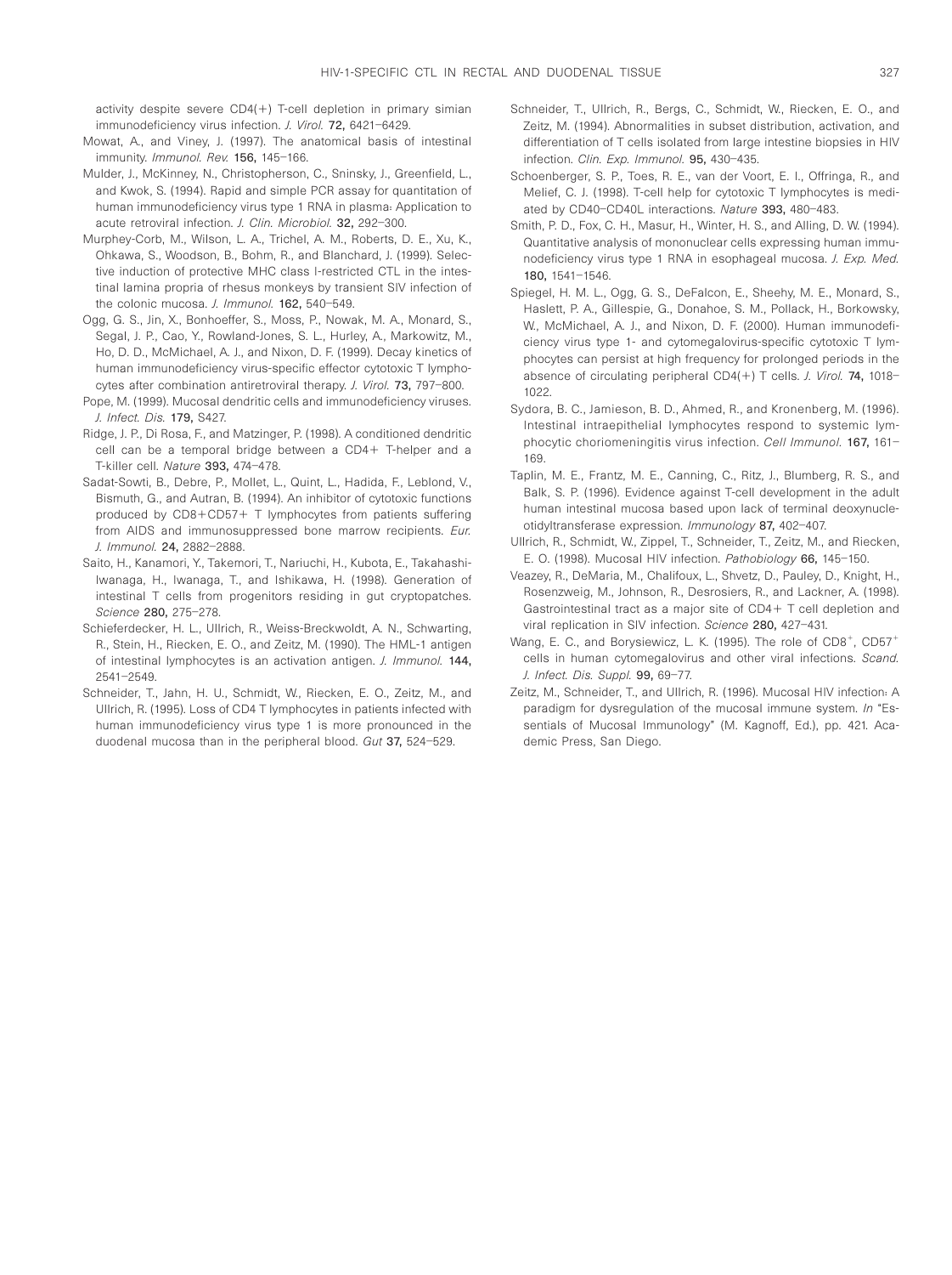activity despite severe CD4(+) T-cell depletion in primary simian immunodeficiency virus infection. *J. Virol.* **72,** 6421–6429.

Mowat, A., and Viney, J. (1997). The anatomical basis of intestinal immunity. *Immunol. Rev.* **156,** 145–166.

Mulder, J., McKinney, N., Christopherson, C., Sninsky, J., Greenfield, L., and Kwok, S. (1994). Rapid and simple PCR assay for quantitation of human immunodeficiency virus type 1 RNA in plasma: Application to acute retroviral infection. *J. Clin. Microbiol.* **32,** 292–300.

Murphey-Corb, M., Wilson, L. A., Trichel, A. M., Roberts, D. E., Xu, K., Ohkawa, S., Woodson, B., Bohm, R., and Blanchard, J. (1999). Selective induction of protective MHC class I-restricted CTL in the intestinal lamina propria of rhesus monkeys by transient SIV infection of the colonic mucosa. *J. Immunol.* **162,** 540–549.

Ogg, G. S., Jin, X., Bonhoeffer, S., Moss, P., Nowak, M. A., Monard, S., Segal, J. P., Cao, Y., Rowland-Jones, S. L., Hurley, A., Markowitz, M., Ho, D. D., McMichael, A. J., and Nixon, D. F. (1999). Decay kinetics of human immunodeficiency virus-specific effector cytotoxic T lymphocytes after combination antiretroviral therapy. *J. Virol.* **73,** 797–800.

Pope, M. (1999). Mucosal dendritic cells and immunodeficiency viruses. *J. Infect. Dis.* **179,** S427.

Ridge, J. P., Di Rosa, F., and Matzinger, P. (1998). A conditioned dendritic cell can be a temporal bridge between a CD4+ T-helper and a T-killer cell. *Nature* **393,** 474–478.

Sadat-Sowti, B., Debre, P., Mollet, L., Quint, L., Hadida, F., Leblond, V., Bismuth, G., and Autran, B. (1994). An inhibitor of cytotoxic functions produced by CD8+CD57+ T lymphocytes from patients suffering from AIDS and immunosuppressed bone marrow recipients. *Eur. J. Immunol.* **24,** 2882–2888.

Saito, H., Kanamori, Y., Takemori, T., Nariuchi, H., Kubota, E., Takahashi-Iwanaga, H., Iwanaga, T., and Ishikawa, H. (1998). Generation of intestinal T cells from progenitors residing in gut cryptopatches. *Science* **280,** 275–278.

Schieferdecker, H. L., Ullrich, R., Weiss-Breckwoldt, A. N., Schwarting, R., Stein, H., Riecken, E. O., and Zeitz, M. (1990). The HML-1 antigen of intestinal lymphocytes is an activation antigen. *J. Immunol.* **144,** 2541–2549.

Schneider, T., Jahn, H. U., Schmidt, W., Riecken, E. O., Zeitz, M., and Ullrich, R. (1995). Loss of CD4 T lymphocytes in patients infected with human immunodeficiency virus type 1 is more pronounced in the duodenal mucosa than in the peripheral blood. *Gut* **37,** 524–529.

Schneider, T., Ullrich, R., Bergs, C., Schmidt, W., Riecken, E. O., and Zeitz, M. (1994). Abnormalities in subset distribution, activation, and differentiation of T cells isolated from large intestine biopsies in HIV infection. *Clin. Exp. Immunol.* **95,** 430–435.

Schoenberger, S. P., Toes, R. E., van der Voort, E. I., Offringa, R., and Melief, C. J. (1998). T-cell help for cytotoxic T lymphocytes is mediated by CD40–CD40L interactions. *Nature* **393,** 480–483.

Smith, P. D., Fox, C. H., Masur, H., Winter, H. S., and Alling, D. W. (1994). Quantitative analysis of mononuclear cells expressing human immunodeficiency virus type 1 RNA in esophageal mucosa. *J. Exp. Med.* **180,** 1541–1546.

Spiegel, H. M. L., Ogg, G. S., DeFalcon, E., Sheehy, M. E., Monard, S., Haslett, P. A., Gillespie, G., Donahoe, S. M., Pollack, H., Borkowsky, W., McMichael, A. J., and Nixon, D. F. (2000). Human immunodeficiency virus type 1- and cytomegalovirus-specific cytotoxic T lymphocytes can persist at high frequency for prolonged periods in the absence of circulating peripheral CD4(+) T cells. *J. Virol.* **74,** 1018–1022.

Sydora, B. C., Jamieson, B. D., Ahmed, R., and Kronenberg, M. (1996). Intestinal intraepithelial lymphocytes respond to systemic lymphocytic choriomeningitis virus infection. *Cell Immunol.* **167,** 161–169.

Taplin, M. E., Frantz, M. E., Canning, C., Ritz, J., Blumberg, R. S., and Balk, S. P. (1996). Evidence against T-cell development in the adult human intestinal mucosa based upon lack of terminal deoxynucleotidyltransferase expression. *Immunology* **87,** 402–407.

Ullrich, R., Schmidt, W., Zippel, T., Schneider, T., Zeitz, M., and Riecken, E. O. (1998). Mucosal HIV infection. *Pathobiology* **66,** 145–150.

Veazey, R., DeMaria, M., Chalifoux, L., Shvetz, D., Pauley, D., Knight, H., Rosenzweig, M., Johnson, R., Desrosiers, R., and Lackner, A. (1998). Gastrointestinal tract as a major site of CD4+ T cell depletion and viral replication in SIV infection. *Science* **280,** 427–431.

Wang, E. C., and Borysiewicz, L. K. (1995). The role of $CD8^{+}$, $CD57^{+}$ cells in human cytomegalovirus and other viral infections. *Scand. J. Infect. Dis. Suppl.* **99,** 69–77.

Zeitz, M., Schneider, T., and Ullrich, R. (1996). Mucosal HIV infection: A paradigm for dysregulation of the mucosal immune system. *In* "Essentials of Mucosal Immunology" (M. Kagnoff, Ed.), pp. 421. Academic Press, San Diego.